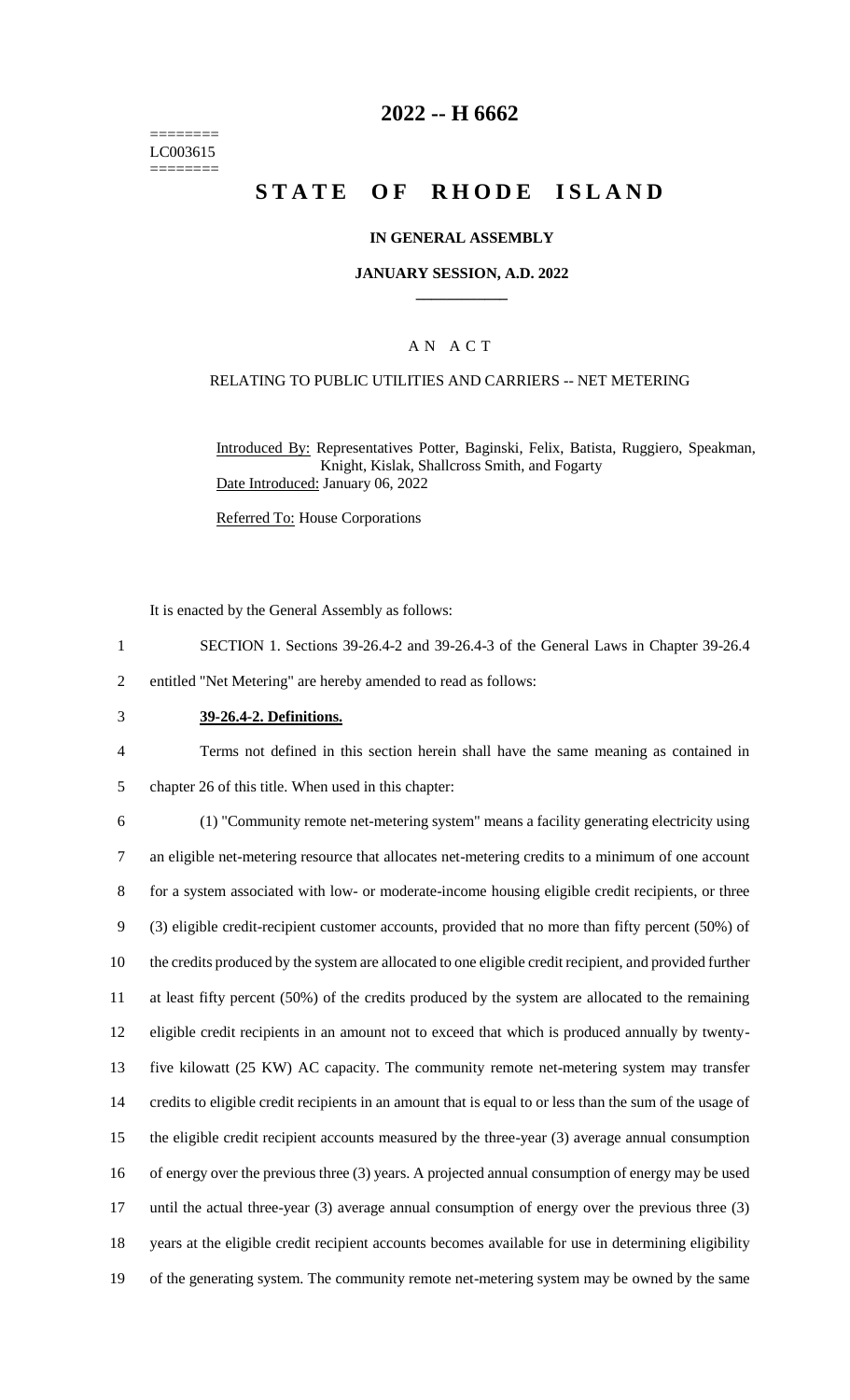========
LC003615
========

# 2022 -- H 6662

# STATE OF RHODE ISLAND

**IN GENERAL ASSEMBLY**

**JANUARY SESSION, A.D. 2022**

____________

A N A C T

RELATING TO PUBLIC UTILITIES AND CARRIERS -- NET METERING

Introduced By: Representatives Potter, Baginski, Felix, Batista, Ruggiero, Speakman, Knight, Kislak, Shallcross Smith, and Fogarty

Date Introduced: January 06, 2022

Referred To: House Corporations

It is enacted by the General Assembly as follows:

SECTION 1. Sections 39-26.4-2 and 39-26.4-3 of the General Laws in Chapter 39-26.4 entitled "Net Metering" are hereby amended to read as follows:

**39-26.4-2. Definitions.**

Terms not defined in this section herein shall have the same meaning as contained in chapter 26 of this title. When used in this chapter:

(1) "Community remote net-metering system" means a facility generating electricity using an eligible net-metering resource that allocates net-metering credits to a minimum of one account for a system associated with low- or moderate-income housing eligible credit recipients, or three (3) eligible credit-recipient customer accounts, provided that no more than fifty percent (50%) of the credits produced by the system are allocated to one eligible credit recipient, and provided further at least fifty percent (50%) of the credits produced by the system are allocated to the remaining eligible credit recipients in an amount not to exceed that which is produced annually by twenty-five kilowatt (25 KW) AC capacity. The community remote net-metering system may transfer credits to eligible credit recipients in an amount that is equal to or less than the sum of the usage of the eligible credit recipient accounts measured by the three-year (3) average annual consumption of energy over the previous three (3) years. A projected annual consumption of energy may be used until the actual three-year (3) average annual consumption of energy over the previous three (3) years at the eligible credit recipient accounts becomes available for use in determining eligibility of the generating system. The community remote net-metering system may be owned by the same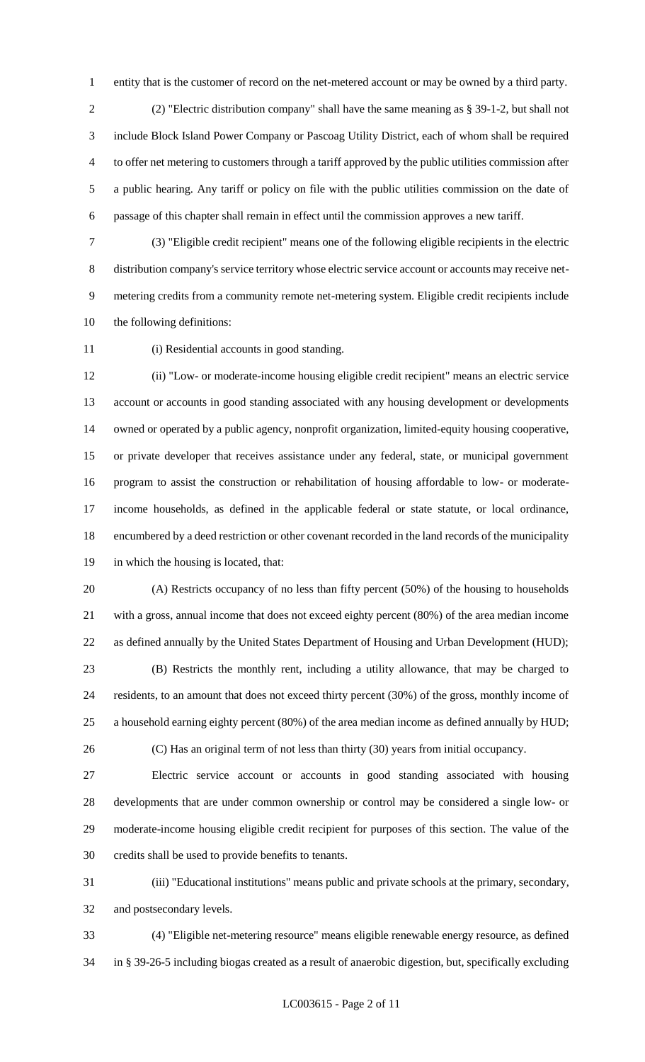entity that is the customer of record on the net-metered account or may be owned by a third party.

(2) "Electric distribution company" shall have the same meaning as § 39-1-2, but shall not include Block Island Power Company or Pascoag Utility District, each of whom shall be required to offer net metering to customers through a tariff approved by the public utilities commission after a public hearing. Any tariff or policy on file with the public utilities commission on the date of passage of this chapter shall remain in effect until the commission approves a new tariff.

(3) "Eligible credit recipient" means one of the following eligible recipients in the electric distribution company's service territory whose electric service account or accounts may receive net-metering credits from a community remote net-metering system. Eligible credit recipients include the following definitions:

(i) Residential accounts in good standing.

(ii) "Low- or moderate-income housing eligible credit recipient" means an electric service account or accounts in good standing associated with any housing development or developments owned or operated by a public agency, nonprofit organization, limited-equity housing cooperative, or private developer that receives assistance under any federal, state, or municipal government program to assist the construction or rehabilitation of housing affordable to low- or moderate-income households, as defined in the applicable federal or state statute, or local ordinance, encumbered by a deed restriction or other covenant recorded in the land records of the municipality in which the housing is located, that:

(A) Restricts occupancy of no less than fifty percent (50%) of the housing to households with a gross, annual income that does not exceed eighty percent (80%) of the area median income as defined annually by the United States Department of Housing and Urban Development (HUD);

(B) Restricts the monthly rent, including a utility allowance, that may be charged to residents, to an amount that does not exceed thirty percent (30%) of the gross, monthly income of a household earning eighty percent (80%) of the area median income as defined annually by HUD;

(C) Has an original term of not less than thirty (30) years from initial occupancy.

Electric service account or accounts in good standing associated with housing developments that are under common ownership or control may be considered a single low- or moderate-income housing eligible credit recipient for purposes of this section. The value of the credits shall be used to provide benefits to tenants.

(iii) "Educational institutions" means public and private schools at the primary, secondary, and postsecondary levels.

(4) "Eligible net-metering resource" means eligible renewable energy resource, as defined in § 39-26-5 including biogas created as a result of anaerobic digestion, but, specifically excluding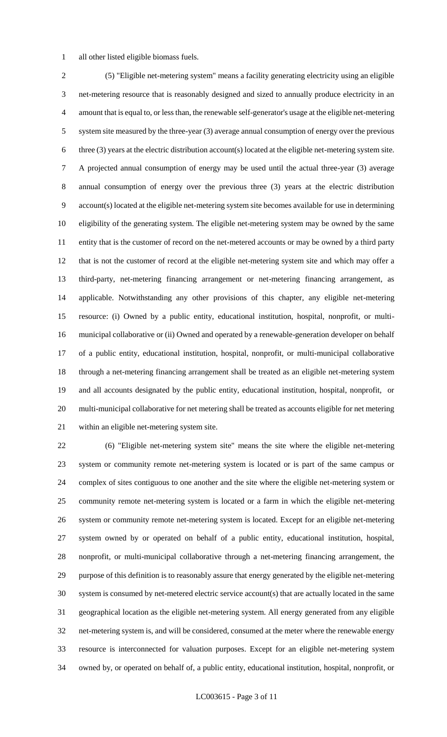all other listed eligible biomass fuels.

(5) "Eligible net-metering system" means a facility generating electricity using an eligible net-metering resource that is reasonably designed and sized to annually produce electricity in an amount that is equal to, or less than, the renewable self-generator's usage at the eligible net-metering system site measured by the three-year (3) average annual consumption of energy over the previous three (3) years at the electric distribution account(s) located at the eligible net-metering system site. A projected annual consumption of energy may be used until the actual three-year (3) average annual consumption of energy over the previous three (3) years at the electric distribution account(s) located at the eligible net-metering system site becomes available for use in determining eligibility of the generating system. The eligible net-metering system may be owned by the same entity that is the customer of record on the net-metered accounts or may be owned by a third party that is not the customer of record at the eligible net-metering system site and which may offer a third-party, net-metering financing arrangement or net-metering financing arrangement, as applicable. Notwithstanding any other provisions of this chapter, any eligible net-metering resource: (i) Owned by a public entity, educational institution, hospital, nonprofit, or multi-municipal collaborative or (ii) Owned and operated by a renewable-generation developer on behalf of a public entity, educational institution, hospital, nonprofit, or multi-municipal collaborative through a net-metering financing arrangement shall be treated as an eligible net-metering system and all accounts designated by the public entity, educational institution, hospital, nonprofit, or multi-municipal collaborative for net metering shall be treated as accounts eligible for net metering within an eligible net-metering system site.

(6) "Eligible net-metering system site" means the site where the eligible net-metering system or community remote net-metering system is located or is part of the same campus or complex of sites contiguous to one another and the site where the eligible net-metering system or community remote net-metering system is located or a farm in which the eligible net-metering system or community remote net-metering system is located. Except for an eligible net-metering system owned by or operated on behalf of a public entity, educational institution, hospital, nonprofit, or multi-municipal collaborative through a net-metering financing arrangement, the purpose of this definition is to reasonably assure that energy generated by the eligible net-metering system is consumed by net-metered electric service account(s) that are actually located in the same geographical location as the eligible net-metering system. All energy generated from any eligible net-metering system is, and will be considered, consumed at the meter where the renewable energy resource is interconnected for valuation purposes. Except for an eligible net-metering system owned by, or operated on behalf of, a public entity, educational institution, hospital, nonprofit, or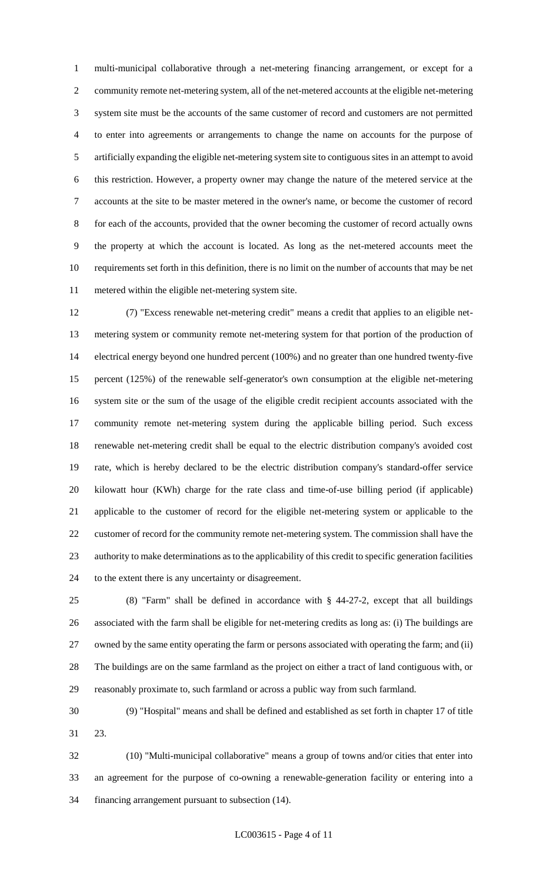multi-municipal collaborative through a net-metering financing arrangement, or except for a community remote net-metering system, all of the net-metered accounts at the eligible net-metering system site must be the accounts of the same customer of record and customers are not permitted to enter into agreements or arrangements to change the name on accounts for the purpose of artificially expanding the eligible net-metering system site to contiguous sites in an attempt to avoid this restriction. However, a property owner may change the nature of the metered service at the accounts at the site to be master metered in the owner's name, or become the customer of record for each of the accounts, provided that the owner becoming the customer of record actually owns the property at which the account is located. As long as the net-metered accounts meet the requirements set forth in this definition, there is no limit on the number of accounts that may be net metered within the eligible net-metering system site.

(7) "Excess renewable net-metering credit" means a credit that applies to an eligible net-metering system or community remote net-metering system for that portion of the production of electrical energy beyond one hundred percent (100%) and no greater than one hundred twenty-five percent (125%) of the renewable self-generator's own consumption at the eligible net-metering system site or the sum of the usage of the eligible credit recipient accounts associated with the community remote net-metering system during the applicable billing period. Such excess renewable net-metering credit shall be equal to the electric distribution company's avoided cost rate, which is hereby declared to be the electric distribution company's standard-offer service kilowatt hour (KWh) charge for the rate class and time-of-use billing period (if applicable) applicable to the customer of record for the eligible net-metering system or applicable to the customer of record for the community remote net-metering system. The commission shall have the authority to make determinations as to the applicability of this credit to specific generation facilities to the extent there is any uncertainty or disagreement.

(8) "Farm" shall be defined in accordance with § 44-27-2, except that all buildings associated with the farm shall be eligible for net-metering credits as long as: (i) The buildings are owned by the same entity operating the farm or persons associated with operating the farm; and (ii) The buildings are on the same farmland as the project on either a tract of land contiguous with, or reasonably proximate to, such farmland or across a public way from such farmland.

(9) "Hospital" means and shall be defined and established as set forth in chapter 17 of title 23.

(10) "Multi-municipal collaborative" means a group of towns and/or cities that enter into an agreement for the purpose of co-owning a renewable-generation facility or entering into a financing arrangement pursuant to subsection (14).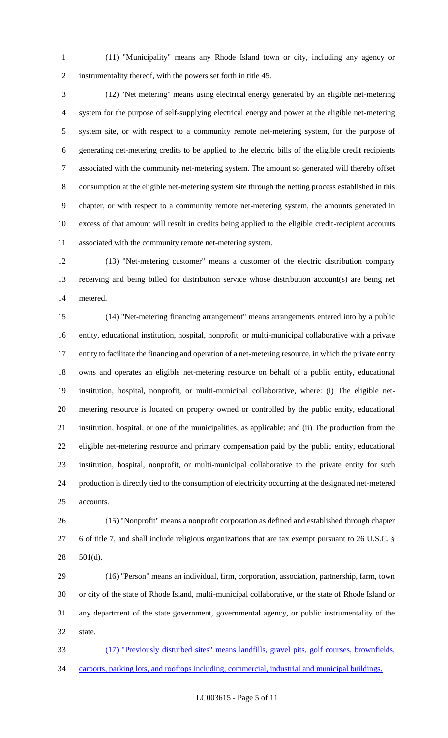(11) "Municipality" means any Rhode Island town or city, including any agency or instrumentality thereof, with the powers set forth in title 45.

(12) "Net metering" means using electrical energy generated by an eligible net-metering system for the purpose of self-supplying electrical energy and power at the eligible net-metering system site, or with respect to a community remote net-metering system, for the purpose of generating net-metering credits to be applied to the electric bills of the eligible credit recipients associated with the community net-metering system. The amount so generated will thereby offset consumption at the eligible net-metering system site through the netting process established in this chapter, or with respect to a community remote net-metering system, the amounts generated in excess of that amount will result in credits being applied to the eligible credit-recipient accounts associated with the community remote net-metering system.

(13) "Net-metering customer" means a customer of the electric distribution company receiving and being billed for distribution service whose distribution account(s) are being net metered.

(14) "Net-metering financing arrangement" means arrangements entered into by a public entity, educational institution, hospital, nonprofit, or multi-municipal collaborative with a private entity to facilitate the financing and operation of a net-metering resource, in which the private entity owns and operates an eligible net-metering resource on behalf of a public entity, educational institution, hospital, nonprofit, or multi-municipal collaborative, where: (i) The eligible net-metering resource is located on property owned or controlled by the public entity, educational institution, hospital, or one of the municipalities, as applicable; and (ii) The production from the eligible net-metering resource and primary compensation paid by the public entity, educational institution, hospital, nonprofit, or multi-municipal collaborative to the private entity for such production is directly tied to the consumption of electricity occurring at the designated net-metered accounts.

(15) "Nonprofit" means a nonprofit corporation as defined and established through chapter 6 of title 7, and shall include religious organizations that are tax exempt pursuant to 26 U.S.C. § 501(d).

(16) "Person" means an individual, firm, corporation, association, partnership, farm, town or city of the state of Rhode Island, multi-municipal collaborative, or the state of Rhode Island or any department of the state government, governmental agency, or public instrumentality of the state.

(17) "Previously disturbed sites" means landfills, gravel pits, golf courses, brownfields, carports, parking lots, and rooftops including, commercial, industrial and municipal buildings.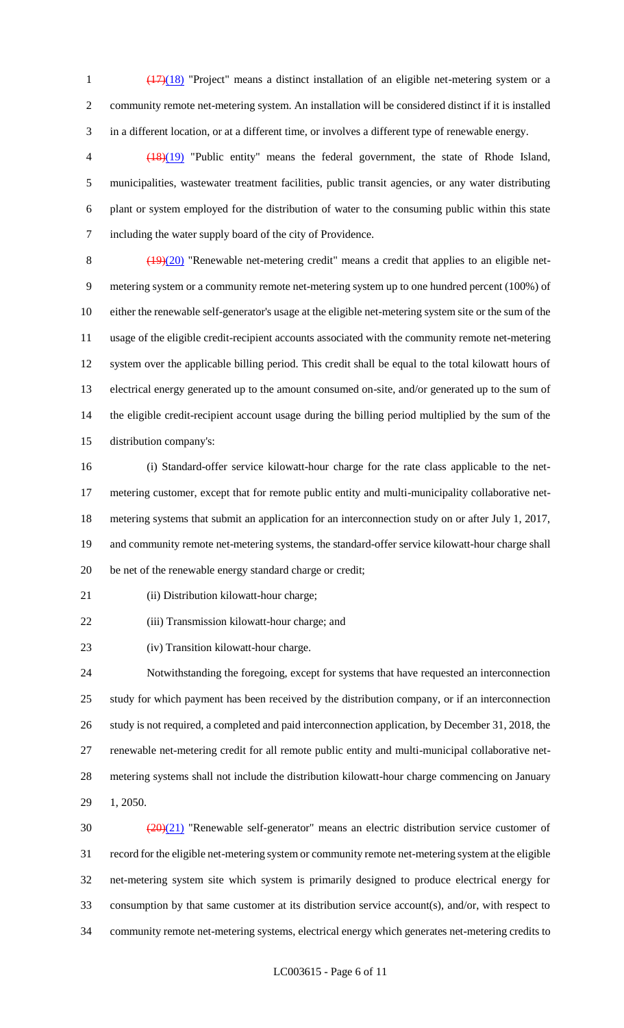~~(17)~~(18) "Project" means a distinct installation of an eligible net-metering system or a community remote net-metering system. An installation will be considered distinct if it is installed in a different location, or at a different time, or involves a different type of renewable energy.

~~(18)~~(19) "Public entity" means the federal government, the state of Rhode Island, municipalities, wastewater treatment facilities, public transit agencies, or any water distributing plant or system employed for the distribution of water to the consuming public within this state including the water supply board of the city of Providence.

~~(19)~~(20) "Renewable net-metering credit" means a credit that applies to an eligible net-metering system or a community remote net-metering system up to one hundred percent (100%) of either the renewable self-generator's usage at the eligible net-metering system site or the sum of the usage of the eligible credit-recipient accounts associated with the community remote net-metering system over the applicable billing period. This credit shall be equal to the total kilowatt hours of electrical energy generated up to the amount consumed on-site, and/or generated up to the sum of the eligible credit-recipient account usage during the billing period multiplied by the sum of the distribution company's:

(i) Standard-offer service kilowatt-hour charge for the rate class applicable to the net-metering customer, except that for remote public entity and multi-municipality collaborative net-metering systems that submit an application for an interconnection study on or after July 1, 2017, and community remote net-metering systems, the standard-offer service kilowatt-hour charge shall be net of the renewable energy standard charge or credit;

(ii) Distribution kilowatt-hour charge;

(iii) Transmission kilowatt-hour charge; and

(iv) Transition kilowatt-hour charge.

Notwithstanding the foregoing, except for systems that have requested an interconnection study for which payment has been received by the distribution company, or if an interconnection study is not required, a completed and paid interconnection application, by December 31, 2018, the renewable net-metering credit for all remote public entity and multi-municipal collaborative net-metering systems shall not include the distribution kilowatt-hour charge commencing on January 1, 2050.

~~(20)~~(21) "Renewable self-generator" means an electric distribution service customer of record for the eligible net-metering system or community remote net-metering system at the eligible net-metering system site which system is primarily designed to produce electrical energy for consumption by that same customer at its distribution service account(s), and/or, with respect to community remote net-metering systems, electrical energy which generates net-metering credits to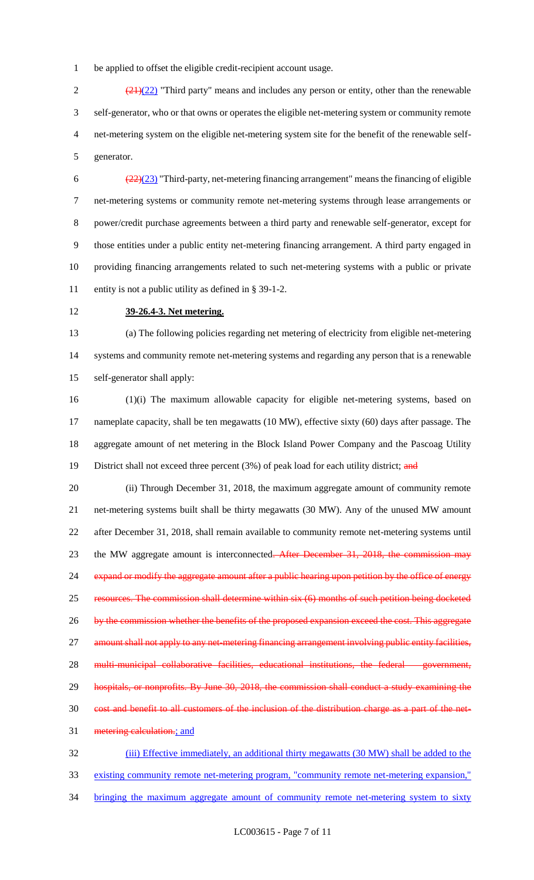be applied to offset the eligible credit-recipient account usage.

~~(21)~~(22) "Third party" means and includes any person or entity, other than the renewable self-generator, who or that owns or operates the eligible net-metering system or community remote net-metering system on the eligible net-metering system site for the benefit of the renewable self-generator.

~~(22)~~(23) "Third-party, net-metering financing arrangement" means the financing of eligible net-metering systems or community remote net-metering systems through lease arrangements or power/credit purchase agreements between a third party and renewable self-generator, except for those entities under a public entity net-metering financing arrangement. A third party engaged in providing financing arrangements related to such net-metering systems with a public or private entity is not a public utility as defined in § 39-1-2.

**39-26.4-3. Net metering.**

(a) The following policies regarding net metering of electricity from eligible net-metering systems and community remote net-metering systems and regarding any person that is a renewable self-generator shall apply:

(1)(i) The maximum allowable capacity for eligible net-metering systems, based on nameplate capacity, shall be ten megawatts (10 MW), effective sixty (60) days after passage. The aggregate amount of net metering in the Block Island Power Company and the Pascoag Utility District shall not exceed three percent (3%) of peak load for each utility district; ~~and~~

(ii) Through December 31, 2018, the maximum aggregate amount of community remote net-metering systems built shall be thirty megawatts (30 MW). Any of the unused MW amount after December 31, 2018, shall remain available to community remote net-metering systems until the MW aggregate amount is interconnected~~. After December 31, 2018, the commission may expand or modify the aggregate amount after a public hearing upon petition by the office of energy resources. The commission shall determine within six (6) months of such petition being docketed by the commission whether the benefits of the proposed expansion exceed the cost. This aggregate amount shall not apply to any net-metering financing arrangement involving public entity facilities, multi-municipal collaborative facilities, educational institutions, the federal government, hospitals, or nonprofits. By June 30, 2018, the commission shall conduct a study examining the cost and benefit to all customers of the inclusion of the distribution charge as a part of the net-metering calculation.~~; and

(iii) Effective immediately, an additional thirty megawatts (30 MW) shall be added to the existing community remote net-metering program, "community remote net-metering expansion," bringing the maximum aggregate amount of community remote net-metering system to sixty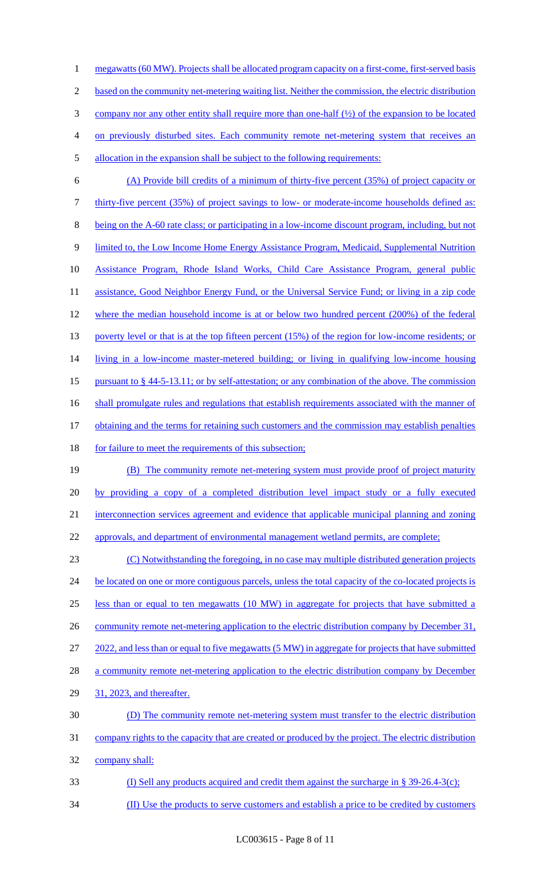megawatts (60 MW). Projects shall be allocated program capacity on a first-come, first-served basis based on the community net-metering waiting list. Neither the commission, the electric distribution company nor any other entity shall require more than one-half (½) of the expansion to be located on previously disturbed sites. Each community remote net-metering system that receives an allocation in the expansion shall be subject to the following requirements:

(A) Provide bill credits of a minimum of thirty-five percent (35%) of project capacity or thirty-five percent (35%) of project savings to low- or moderate-income households defined as: being on the A-60 rate class; or participating in a low-income discount program, including, but not limited to, the Low Income Home Energy Assistance Program, Medicaid, Supplemental Nutrition Assistance Program, Rhode Island Works, Child Care Assistance Program, general public assistance, Good Neighbor Energy Fund, or the Universal Service Fund; or living in a zip code where the median household income is at or below two hundred percent (200%) of the federal poverty level or that is at the top fifteen percent (15%) of the region for low-income residents; or living in a low-income master-metered building; or living in qualifying low-income housing pursuant to § 44-5-13.11; or by self-attestation; or any combination of the above. The commission shall promulgate rules and regulations that establish requirements associated with the manner of obtaining and the terms for retaining such customers and the commission may establish penalties for failure to meet the requirements of this subsection;

(B) The community remote net-metering system must provide proof of project maturity by providing a copy of a completed distribution level impact study or a fully executed interconnection services agreement and evidence that applicable municipal planning and zoning approvals, and department of environmental management wetland permits, are complete;

(C) Notwithstanding the foregoing, in no case may multiple distributed generation projects be located on one or more contiguous parcels, unless the total capacity of the co-located projects is less than or equal to ten megawatts (10 MW) in aggregate for projects that have submitted a community remote net-metering application to the electric distribution company by December 31, 2022, and less than or equal to five megawatts (5 MW) in aggregate for projects that have submitted a community remote net-metering application to the electric distribution company by December 31, 2023, and thereafter.

(D) The community remote net-metering system must transfer to the electric distribution company rights to the capacity that are created or produced by the project. The electric distribution company shall:

(I) Sell any products acquired and credit them against the surcharge in § 39-26.4-3(c);

(II) Use the products to serve customers and establish a price to be credited by customers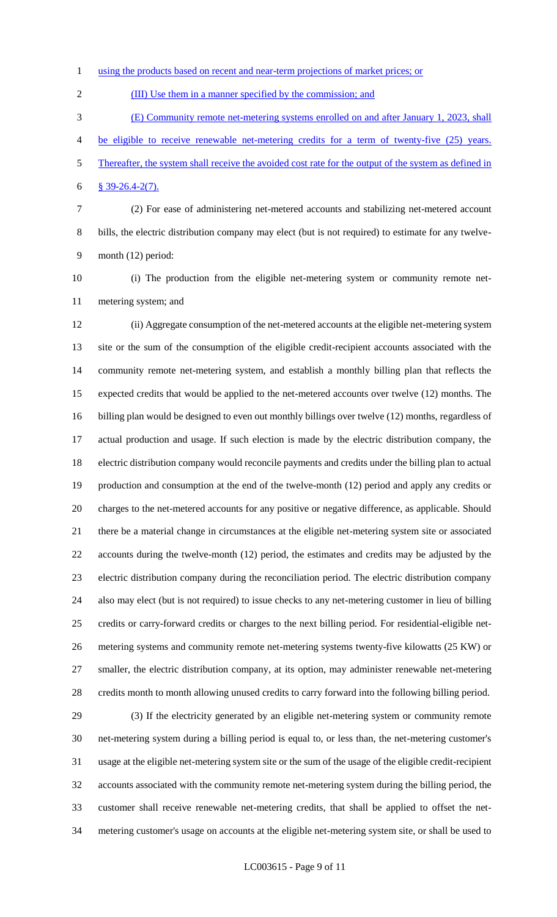using the products based on recent and near-term projections of market prices; or

(III) Use them in a manner specified by the commission; and

(E) Community remote net-metering systems enrolled on and after January 1, 2023, shall be eligible to receive renewable net-metering credits for a term of twenty-five (25) years. Thereafter, the system shall receive the avoided cost rate for the output of the system as defined in § 39-26.4-2(7).

(2) For ease of administering net-metered accounts and stabilizing net-metered account bills, the electric distribution company may elect (but is not required) to estimate for any twelve-month (12) period:

(i) The production from the eligible net-metering system or community remote net-metering system; and

(ii) Aggregate consumption of the net-metered accounts at the eligible net-metering system site or the sum of the consumption of the eligible credit-recipient accounts associated with the community remote net-metering system, and establish a monthly billing plan that reflects the expected credits that would be applied to the net-metered accounts over twelve (12) months. The billing plan would be designed to even out monthly billings over twelve (12) months, regardless of actual production and usage. If such election is made by the electric distribution company, the electric distribution company would reconcile payments and credits under the billing plan to actual production and consumption at the end of the twelve-month (12) period and apply any credits or charges to the net-metered accounts for any positive or negative difference, as applicable. Should there be a material change in circumstances at the eligible net-metering system site or associated accounts during the twelve-month (12) period, the estimates and credits may be adjusted by the electric distribution company during the reconciliation period. The electric distribution company also may elect (but is not required) to issue checks to any net-metering customer in lieu of billing credits or carry-forward credits or charges to the next billing period. For residential-eligible net-metering systems and community remote net-metering systems twenty-five kilowatts (25 KW) or smaller, the electric distribution company, at its option, may administer renewable net-metering credits month to month allowing unused credits to carry forward into the following billing period.

(3) If the electricity generated by an eligible net-metering system or community remote net-metering system during a billing period is equal to, or less than, the net-metering customer's usage at the eligible net-metering system site or the sum of the usage of the eligible credit-recipient accounts associated with the community remote net-metering system during the billing period, the customer shall receive renewable net-metering credits, that shall be applied to offset the net-metering customer's usage on accounts at the eligible net-metering system site, or shall be used to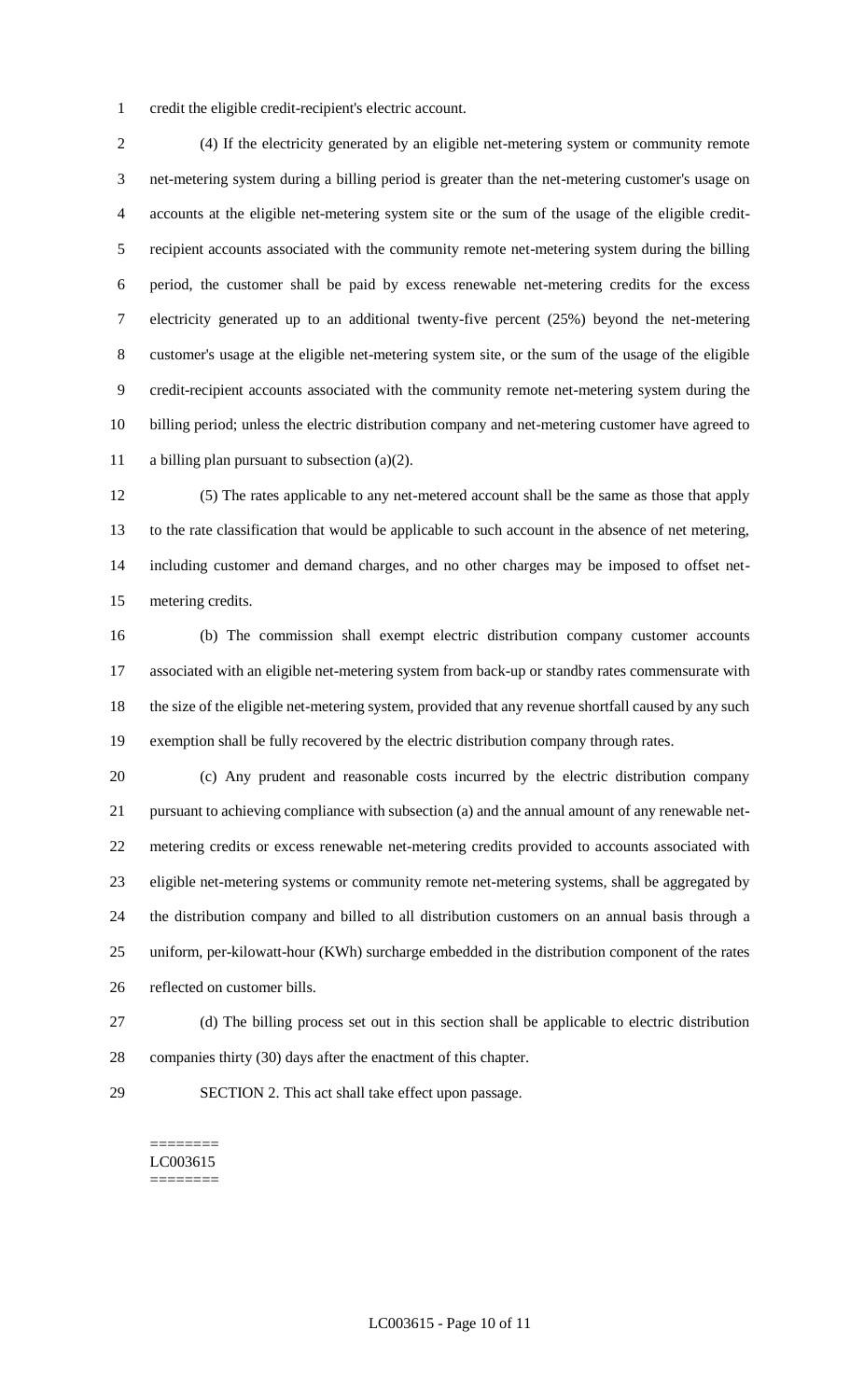credit the eligible credit-recipient's electric account.

(4) If the electricity generated by an eligible net-metering system or community remote net-metering system during a billing period is greater than the net-metering customer's usage on accounts at the eligible net-metering system site or the sum of the usage of the eligible credit-recipient accounts associated with the community remote net-metering system during the billing period, the customer shall be paid by excess renewable net-metering credits for the excess electricity generated up to an additional twenty-five percent (25%) beyond the net-metering customer's usage at the eligible net-metering system site, or the sum of the usage of the eligible credit-recipient accounts associated with the community remote net-metering system during the billing period; unless the electric distribution company and net-metering customer have agreed to a billing plan pursuant to subsection (a)(2).

(5) The rates applicable to any net-metered account shall be the same as those that apply to the rate classification that would be applicable to such account in the absence of net metering, including customer and demand charges, and no other charges may be imposed to offset net-metering credits.

(b) The commission shall exempt electric distribution company customer accounts associated with an eligible net-metering system from back-up or standby rates commensurate with the size of the eligible net-metering system, provided that any revenue shortfall caused by any such exemption shall be fully recovered by the electric distribution company through rates.

(c) Any prudent and reasonable costs incurred by the electric distribution company pursuant to achieving compliance with subsection (a) and the annual amount of any renewable net-metering credits or excess renewable net-metering credits provided to accounts associated with eligible net-metering systems or community remote net-metering systems, shall be aggregated by the distribution company and billed to all distribution customers on an annual basis through a uniform, per-kilowatt-hour (KWh) surcharge embedded in the distribution component of the rates reflected on customer bills.

(d) The billing process set out in this section shall be applicable to electric distribution companies thirty (30) days after the enactment of this chapter.

SECTION 2. This act shall take effect upon passage.

========
LC003615
========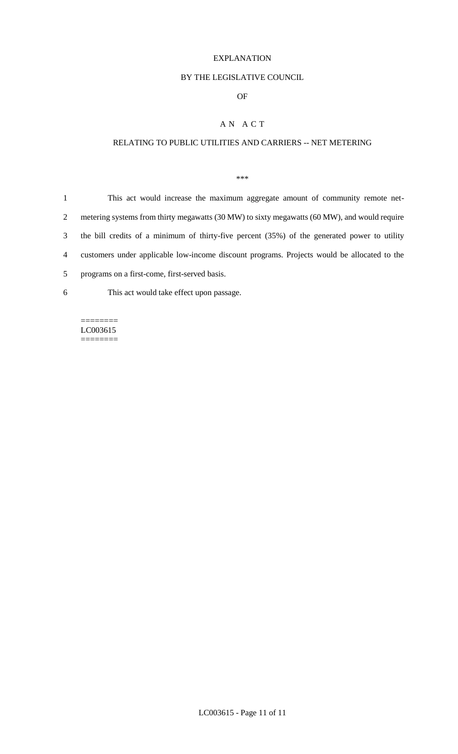EXPLANATION

BY THE LEGISLATIVE COUNCIL

OF

A N A C T

RELATING TO PUBLIC UTILITIES AND CARRIERS -- NET METERING

\*\*\*

This act would increase the maximum aggregate amount of community remote net-metering systems from thirty megawatts (30 MW) to sixty megawatts (60 MW), and would require the bill credits of a minimum of thirty-five percent (35%) of the generated power to utility customers under applicable low-income discount programs. Projects would be allocated to the programs on a first-come, first-served basis.

This act would take effect upon passage.

========
LC003615
========